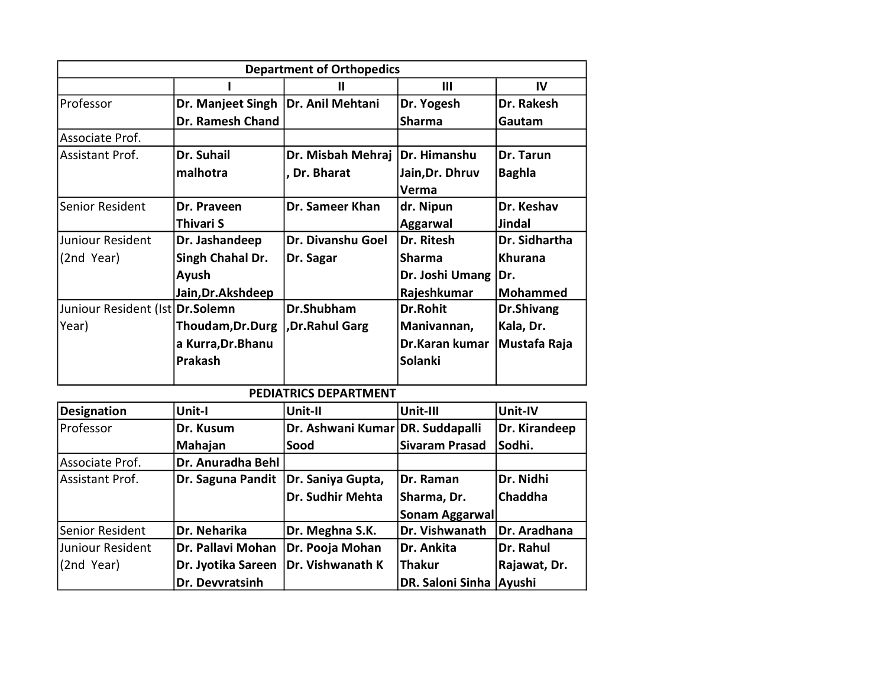## Department of Orthopedics

| | I | II | III | IV |
|---|---|---|---|---|
| Professor | **Dr. Manjeet Singh Dr. Ramesh Chand** | **Dr. Anil Mehtani** | **Dr. Yogesh Sharma** | **Dr. Rakesh Gautam** |
| Associate Prof. | | | | |
| Assistant Prof. | **Dr. Suhail malhotra** | **Dr. Misbah Mehraj , Dr. Bharat** | **Dr. Himanshu Jain,Dr. Dhruv Verma** | **Dr. Tarun Baghla** |
| Senior Resident | **Dr. Praveen Thivari S** | **Dr. Sameer Khan** | **dr. Nipun Aggarwal** | **Dr. Keshav Jindal** |
| Juniour Resident (2nd Year) | **Dr. Jashandeep Singh Chahal Dr. Ayush Jain,Dr.Akshdeep** | **Dr. Divanshu Goel Dr. Sagar** | **Dr. Ritesh Sharma Dr. Joshi Umang Rajeshkumar** | **Dr. Sidhartha Khurana Dr. Mohammed** |
| Juniour Resident (Ist Year) | **Dr.Solemn Thoudam,Dr.Durga Kurra,Dr.Bhanu Prakash** | **Dr.Shubham ,Dr.Rahul Garg** | **Dr.Rohit Manivannan, Dr.Karan kumar Solanki** | **Dr.Shivang Kala, Dr. Mustafa Raja** |

## PEDIATRICS DEPARTMENT

| **Designation** | **Unit-I** | **Unit-II** | **Unit-III** | **Unit-IV** |
|---|---|---|---|---|
| Professor | **Dr. Kusum Mahajan** | **Dr. Ashwani Kumar Sood** | **DR. Suddapalli Sivaram Prasad** | **Dr. Kirandeep Sodhi.** |
| Associate Prof. | **Dr. Anuradha Behl** | | | |
| Assistant Prof. | **Dr. Saguna Pandit** | **Dr. Saniya Gupta, Dr. Sudhir Mehta** | **Dr. Raman Sharma, Dr. Sonam Aggarwal** | **Dr. Nidhi Chaddha** |
| Senior Resident | **Dr. Neharika** | **Dr. Meghna S.K.** | **Dr. Vishwanath** | **Dr. Aradhana** |
| Juniour Resident (2nd Year) | **Dr. Pallavi Mohan Dr. Jyotika Sareen Dr. Devvratsinh** | **Dr. Pooja Mohan Dr. Vishwanath K** | **Dr. Ankita Thakur DR. Saloni Sinha** | **Dr. Rahul Rajawat, Dr. Ayushi** |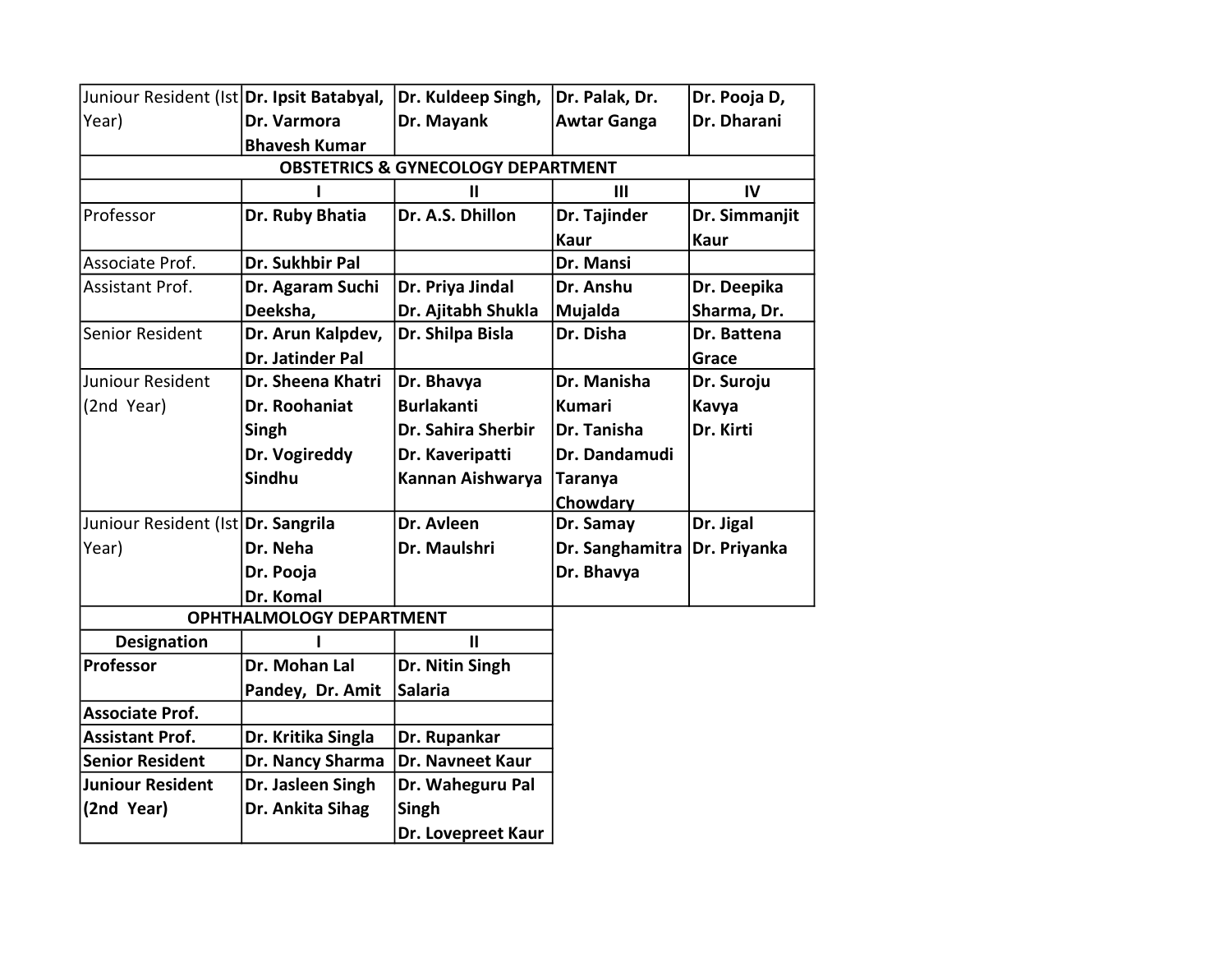| Juniour Resident (Ist Year) | **Dr. Ipsit Batabyal, Dr. Varmora Bhavesh Kumar** | **Dr. Kuldeep Singh, Dr. Mayank** | **Dr. Palak, Dr. Awtar Ganga** | **Dr. Pooja D, Dr. Dharani** |
|---|---|---|---|---|

| **OBSTETRICS & GYNECOLOGY DEPARTMENT** | | | | |
|---|---|---|---|---|
| | **I** | **II** | **III** | **IV** |
| Professor | **Dr. Ruby Bhatia** | **Dr. A.S. Dhillon** | **Dr. Tajinder Kaur** | **Dr. Simmanjit Kaur** |
| Associate Prof. | **Dr. Sukhbir Pal** | | **Dr. Mansi** | |
| Assistant Prof. | **Dr. Agaram Suchi Deeksha,** | **Dr. Priya Jindal Dr. Ajitabh Shukla** | **Dr. Anshu Mujalda** | **Dr. Deepika Sharma, Dr.** |
| Senior Resident | **Dr. Arun Kalpdev, Dr. Jatinder Pal** | **Dr. Shilpa Bisla** | **Dr. Disha** | **Dr. Battena Grace** |
| Juniour Resident (2nd Year) | **Dr. Sheena Khatri Dr. Roohaniat Singh Dr. Vogireddy Sindhu** | **Dr. Bhavya Burlakanti Dr. Sahira Sherbir Dr. Kaveripatti Kannan Aishwarya** | **Dr. Manisha Kumari Dr. Tanisha Dr. Dandamudi Taranya Chowdary** | **Dr. Suroju Kavya Dr. Kirti** |
| Juniour Resident (Ist Year) | **Dr. Sangrila Dr. Neha Dr. Pooja Dr. Komal** | **Dr. Avleen Dr. Maulshri** | **Dr. Samay Dr. Sanghamitra Dr. Bhavya** | **Dr. Jigal Dr. Priyanka** |

| **OPHTHALMOLOGY DEPARTMENT** | | |
|---|---|---|
| **Designation** | **I** | **II** |
| **Professor** | **Dr. Mohan Lal Pandey, Dr. Amit** | **Dr. Nitin Singh Salaria** |
| **Associate Prof.** | | |
| **Assistant Prof.** | **Dr. Kritika Singla** | **Dr. Rupankar** |
| **Senior Resident** | **Dr. Nancy Sharma** | **Dr. Navneet Kaur** |
| **Juniour Resident (2nd Year)** | **Dr. Jasleen Singh Dr. Ankita Sihag** | **Dr. Waheguru Pal Singh Dr. Lovepreet Kaur** |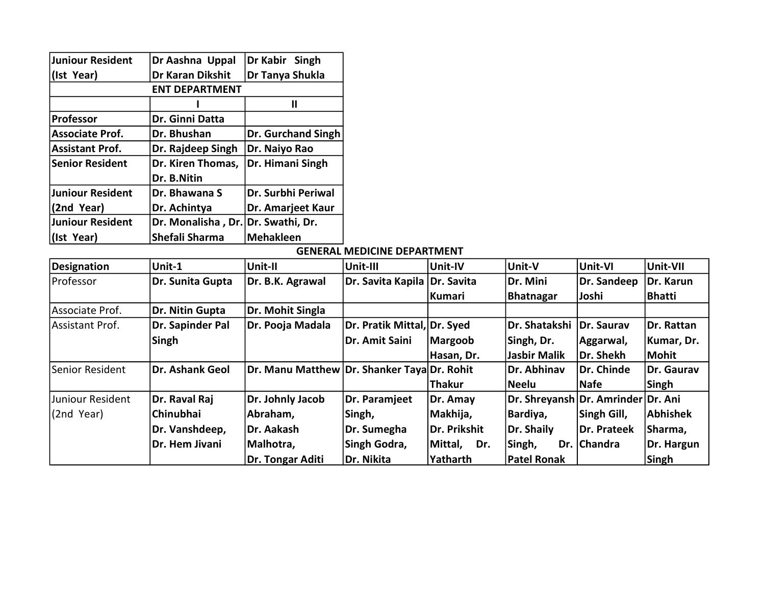| Juniour Resident (Ist Year) | Dr Aashna Uppal Dr Karan Dikshit | Dr Kabir Singh Dr Tanya Shukla |
|---|---|---|
| **ENT DEPARTMENT** | | |
| | **I** | **II** |
| **Professor** | **Dr. Ginni Datta** | |
| **Associate Prof.** | **Dr. Bhushan** | **Dr. Gurchand Singh** |
| **Assistant Prof.** | **Dr. Rajdeep Singh** | **Dr. Naiyo Rao** |
| **Senior Resident** | **Dr. Kiren Thomas, Dr. B.Nitin** | **Dr. Himani Singh** |
| **Juniour Resident (2nd Year)** | **Dr. Bhawana S Dr. Achintya** | **Dr. Surbhi Periwal Dr. Amarjeet Kaur** |
| **Juniour Resident (Ist Year)** | **Dr. Monalisha , Dr. Shefali Sharma** | **Dr. Swathi, Dr. Mehakleen** |

**GENERAL MEDICINE DEPARTMENT**

| **Designation** | **Unit-1** | **Unit-II** | **Unit-III** | **Unit-IV** | **Unit-V** | **Unit-VI** | **Unit-VII** |
|---|---|---|---|---|---|---|---|
| Professor | **Dr. Sunita Gupta** | **Dr. B.K. Agrawal** | **Dr. Savita Kapila** | **Dr. Savita Kumari** | **Dr. Mini Bhatnagar** | **Dr. Sandeep Joshi** | **Dr. Karun Bhatti** |
| Associate Prof. | **Dr. Nitin Gupta** | **Dr. Mohit Singla** | | | | | |
| Assistant Prof. | **Dr. Sapinder Pal Singh** | **Dr. Pooja Madala** | **Dr. Pratik Mittal, Dr. Amit Saini** | **Dr. Syed Margoob Hasan, Dr.** | **Dr. Shatakshi Singh, Dr. Jasbir Malik** | **Dr. Saurav Aggarwal, Dr. Shekh** | **Dr. Rattan Kumar, Dr. Mohit** |
| Senior Resident | **Dr. Ashank Geol** | **Dr. Manu Matthew** | **Dr. Shanker Taya** | **Dr. Rohit Thakur** | **Dr. Abhinav Neelu** | **Dr. Chinde Nafe** | **Dr. Gaurav Singh** |
| Juniour Resident (2nd Year) | **Dr. Raval Raj Chinubhai Dr. Vanshdeep, Dr. Hem Jivani** | **Dr. Johnly Jacob Abraham, Dr. Aakash Malhotra, Dr. Tongar Aditi** | **Dr. Paramjeet Singh, Dr. Sumegha Singh Godra, Dr. Nikita** | **Dr. Amay Makhija, Dr. Prikshit Mittal, Dr. Yatharth** | **Dr. Shreyansh Bardiya, Dr. Shaily Singh, Dr. Patel Ronak** | **Dr. Amrinder Singh Gill, Dr. Prateek Chandra** | **Dr. Ani Abhishek Sharma, Dr. Hargun Singh** |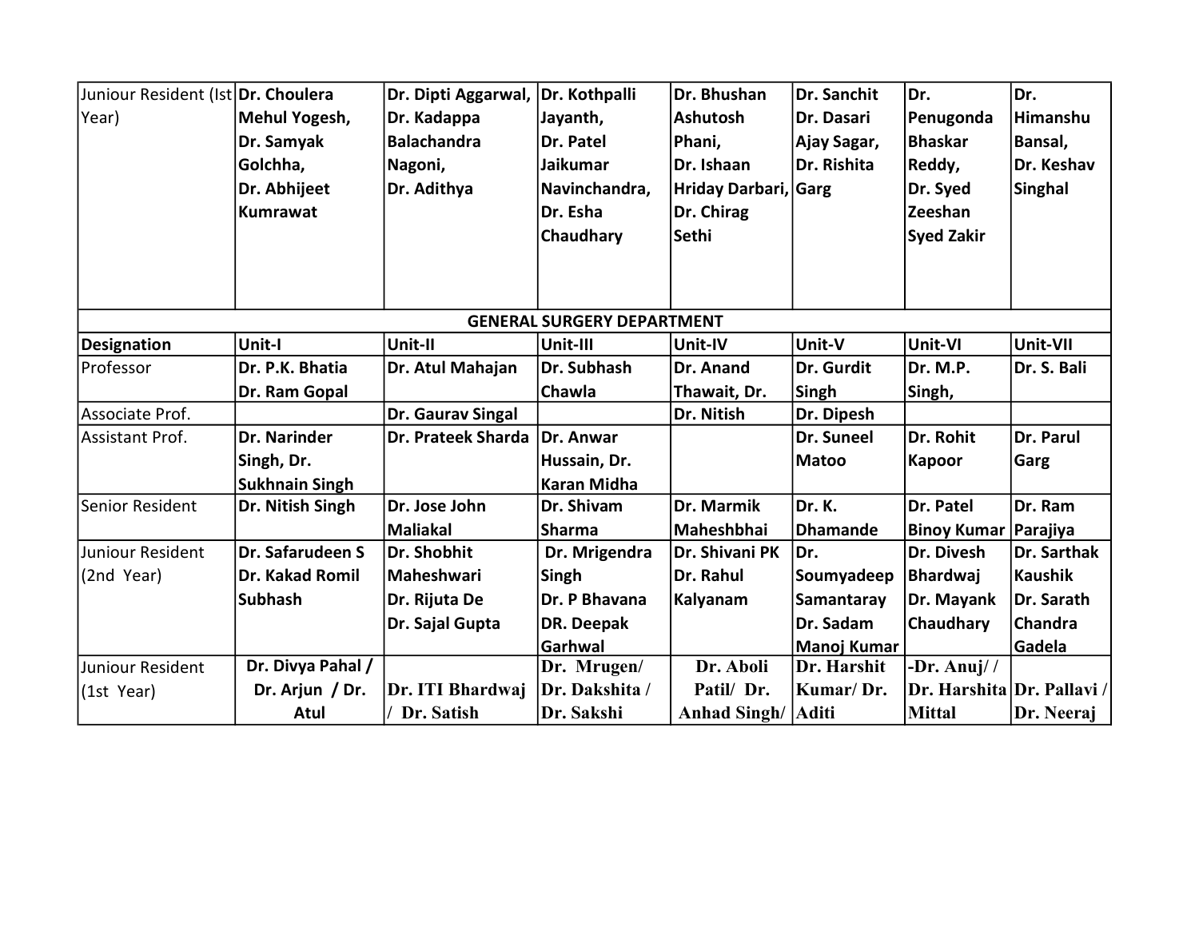| | | | | | | | |
|---|---|---|---|---|---|---|---|
| Juniour Resident (Ist Year) | **Dr. Choulera Mehul Yogesh, Dr. Samyak Golchha, Dr. Abhijeet Kumrawat** | **Dr. Dipti Aggarwal, Dr. Kadappa Balachandra Nagoni, Dr. Adithya** | **Dr. Kothpalli Jayanth, Dr. Patel Jaikumar Navinchandra, Dr. Esha Chaudhary** | **Dr. Bhushan Ashutosh Phani, Dr. Ishaan Hriday Darbari, Dr. Chirag Sethi** | **Dr. Sanchit Dr. Dasari Ajay Sagar, Dr. Rishita Garg** | **Dr. Penugonda Bhaskar Reddy, Dr. Syed Zeeshan Syed Zakir** | **Dr. Himanshu Bansal, Dr. Keshav Singhal** |
| **GENERAL SURGERY DEPARTMENT** | | | | | | | |
| **Designation** | **Unit-I** | **Unit-II** | **Unit-III** | **Unit-IV** | **Unit-V** | **Unit-VI** | **Unit-VII** |
| Professor | **Dr. P.K. Bhatia Dr. Ram Gopal** | **Dr. Atul Mahajan** | **Dr. Subhash Chawla** | **Dr. Anand Thawait, Dr.** | **Dr. Gurdit Singh** | **Dr. M.P. Singh,** | **Dr. S. Bali** |
| Associate Prof. | | **Dr. Gaurav Singal** | | **Dr. Nitish** | **Dr. Dipesh** | | |
| Assistant Prof. | **Dr. Narinder Singh, Dr. Sukhnain Singh** | **Dr. Prateek Sharda** | **Dr. Anwar Hussain, Dr. Karan Midha** | | **Dr. Suneel Matoo** | **Dr. Rohit Kapoor** | **Dr. Parul Garg** |
| Senior Resident | **Dr. Nitish Singh** | **Dr. Jose John Maliakal** | **Dr. Shivam Sharma** | **Dr. Marmik Maheshbhai** | **Dr. K. Dhamande** | **Dr. Patel Binoy Kumar** | **Dr. Ram Parajiya** |
| Juniour Resident (2nd Year) | **Dr. Safarudeen S Dr. Kakad Romil Subhash** | **Dr. Shobhit Maheshwari Dr. Rijuta De Dr. Sajal Gupta** | **Dr. Mrigendra Singh Dr. P Bhavana DR. Deepak Garhwal** | **Dr. Shivani PK Dr. Rahul Kalyanam** | **Dr. Soumyadeep Samantaray Dr. Sadam Manoj Kumar** | **Dr. Divesh Bhardwaj Dr. Mayank Chaudhary** | **Dr. Sarthak Kaushik Dr. Sarath Chandra Gadela** |
| Juniour Resident (1st Year) | **Dr. Divya Pahal / Dr. Arjun / Dr. Atul** | **Dr. ITI Bhardwaj / Dr. Satish** | **Dr. Mrugen/ Dr. Dakshita / Dr. Sakshi** | **Dr. Aboli Patil/ Dr. Anhad Singh/** | **Dr. Harshit Kumar/ Dr. Aditi** | **-Dr. Anuj/ / Dr. Harshita Mittal** | **Dr. Pallavi / Dr. Neeraj** |